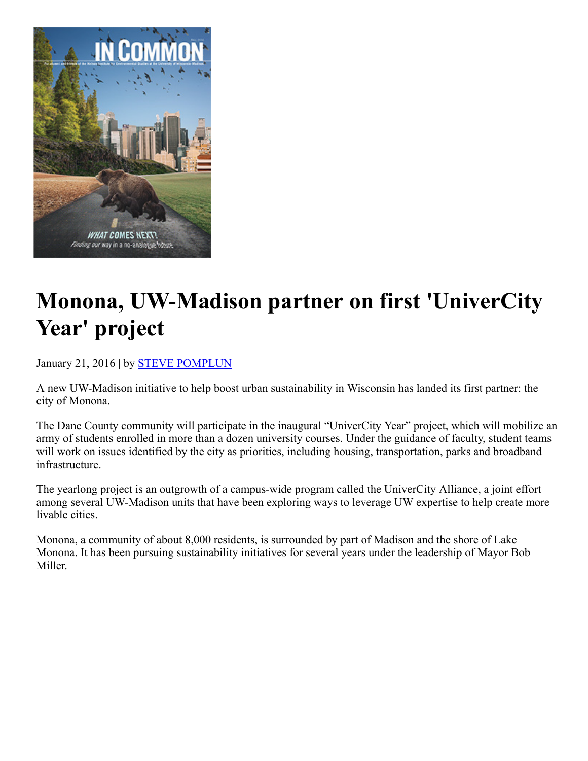# Monona, UW-Madison partner on first 'UniverCity Year' project

January 21, 2016 | by STEVE POMPLUN

A new UW-Madison initiative to help boost urban sustainability in Wisconsin has landed its first partner: the city of Monona.

The Dane County community will participate in the inaugural "UniverCity Year" project, which will mobilize an army of students enrolled in more than a dozen university courses. Under the guidance of faculty, student teams will work on issues identified by the city as priorities, including housing, transportation, parks and broadband infrastructure.

The yearlong project is an outgrowth of a campus-wide program called the UniverCity Alliance, a joint effort among several UW-Madison units that have been exploring ways to leverage UW expertise to help create more livable cities.

Monona, a community of about 8,000 residents, is surrounded by part of Madison and the shore of Lake Monona. It has been pursuing sustainability initiatives for several years under the leadership of Mayor Bob Miller.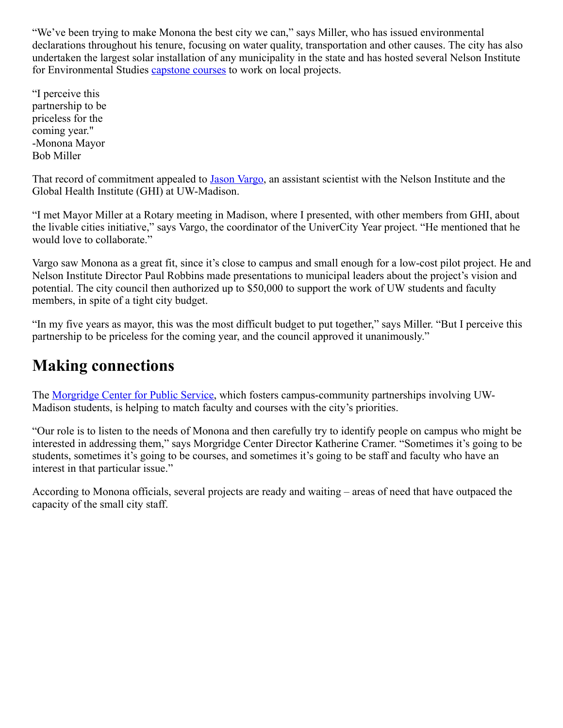"We've been trying to make Monona the best city we can," says Miller, who has issued environmental declarations throughout his tenure, focusing on water quality, transportation and other causes. The city has also undertaken the largest solar installation of any municipality in the state and has hosted several Nelson Institute for Environmental Studies capstone courses to work on local projects.

"I perceive this partnership to be priceless for the coming year." -Monona Mayor Bob Miller

That record of commitment appealed to Jason Vargo, an assistant scientist with the Nelson Institute and the Global Health Institute (GHI) at UW-Madison.

"I met Mayor Miller at a Rotary meeting in Madison, where I presented, with other members from GHI, about the livable cities initiative," says Vargo, the coordinator of the UniverCity Year project. "He mentioned that he would love to collaborate."

Vargo saw Monona as a great fit, since it's close to campus and small enough for a low-cost pilot project. He and Nelson Institute Director Paul Robbins made presentations to municipal leaders about the project's vision and potential. The city council then authorized up to $50,000 to support the work of UW students and faculty members, in spite of a tight city budget.

"In my five years as mayor, this was the most difficult budget to put together," says Miller. "But I perceive this partnership to be priceless for the coming year, and the council approved it unanimously."

## Making connections

The Morgridge Center for Public Service, which fosters campus-community partnerships involving UW-Madison students, is helping to match faculty and courses with the city's priorities.

"Our role is to listen to the needs of Monona and then carefully try to identify people on campus who might be interested in addressing them," says Morgridge Center Director Katherine Cramer. "Sometimes it's going to be students, sometimes it's going to be courses, and sometimes it's going to be staff and faculty who have an interest in that particular issue."

According to Monona officials, several projects are ready and waiting – areas of need that have outpaced the capacity of the small city staff.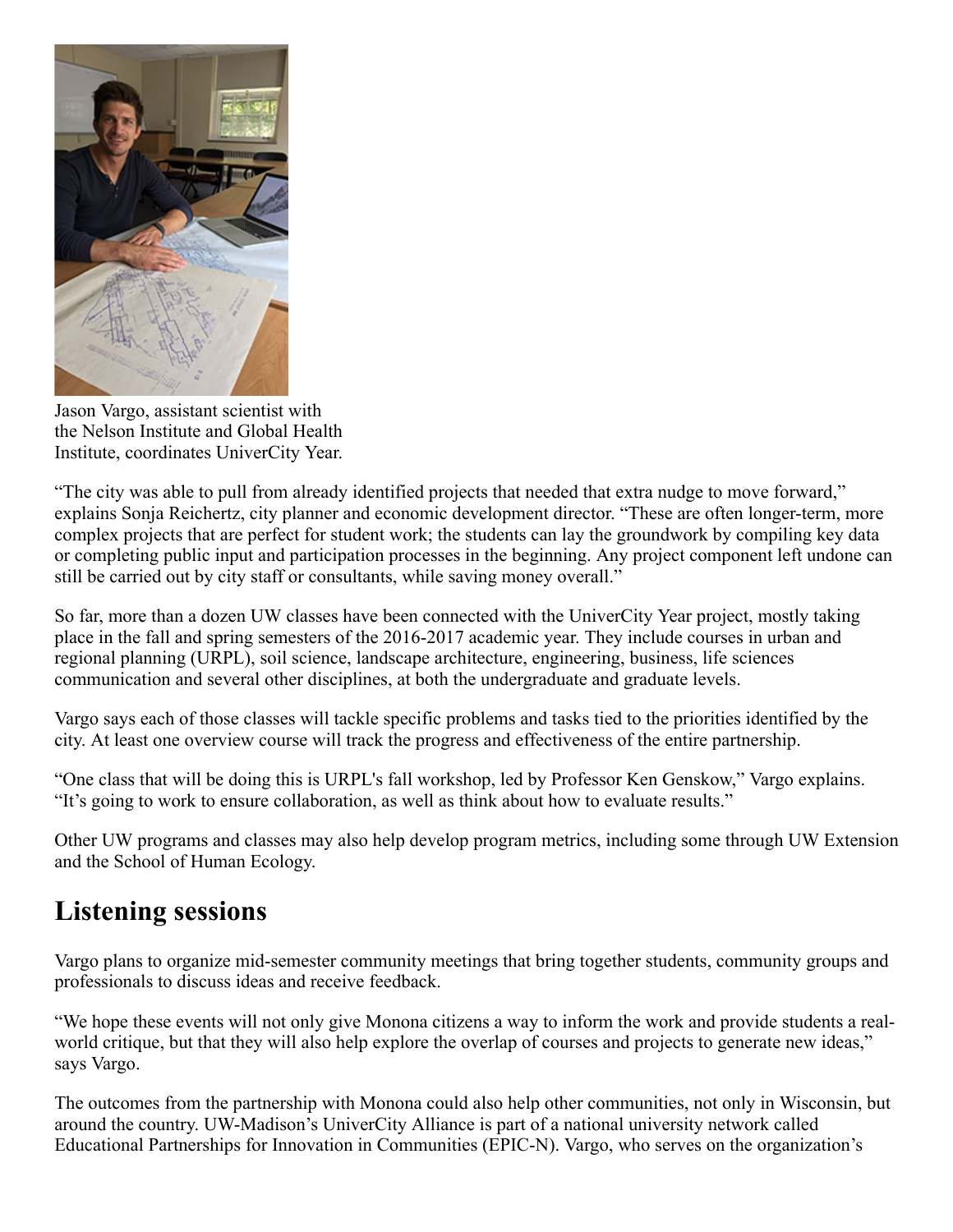Jason Vargo, assistant scientist with the Nelson Institute and Global Health Institute, coordinates UniverCity Year.

"The city was able to pull from already identified projects that needed that extra nudge to move forward," explains Sonja Reichertz, city planner and economic development director. "These are often longer-term, more complex projects that are perfect for student work; the students can lay the groundwork by compiling key data or completing public input and participation processes in the beginning. Any project component left undone can still be carried out by city staff or consultants, while saving money overall."

So far, more than a dozen UW classes have been connected with the UniverCity Year project, mostly taking place in the fall and spring semesters of the 2016-2017 academic year. They include courses in urban and regional planning (URPL), soil science, landscape architecture, engineering, business, life sciences communication and several other disciplines, at both the undergraduate and graduate levels.

Vargo says each of those classes will tackle specific problems and tasks tied to the priorities identified by the city. At least one overview course will track the progress and effectiveness of the entire partnership.

"One class that will be doing this is URPL's fall workshop, led by Professor Ken Genskow," Vargo explains. "It's going to work to ensure collaboration, as well as think about how to evaluate results."

Other UW programs and classes may also help develop program metrics, including some through UW Extension and the School of Human Ecology.

## Listening sessions

Vargo plans to organize mid-semester community meetings that bring together students, community groups and professionals to discuss ideas and receive feedback.

"We hope these events will not only give Monona citizens a way to inform the work and provide students a real-world critique, but that they will also help explore the overlap of courses and projects to generate new ideas," says Vargo.

The outcomes from the partnership with Monona could also help other communities, not only in Wisconsin, but around the country. UW-Madison's UniverCity Alliance is part of a national university network called Educational Partnerships for Innovation in Communities (EPIC-N). Vargo, who serves on the organization's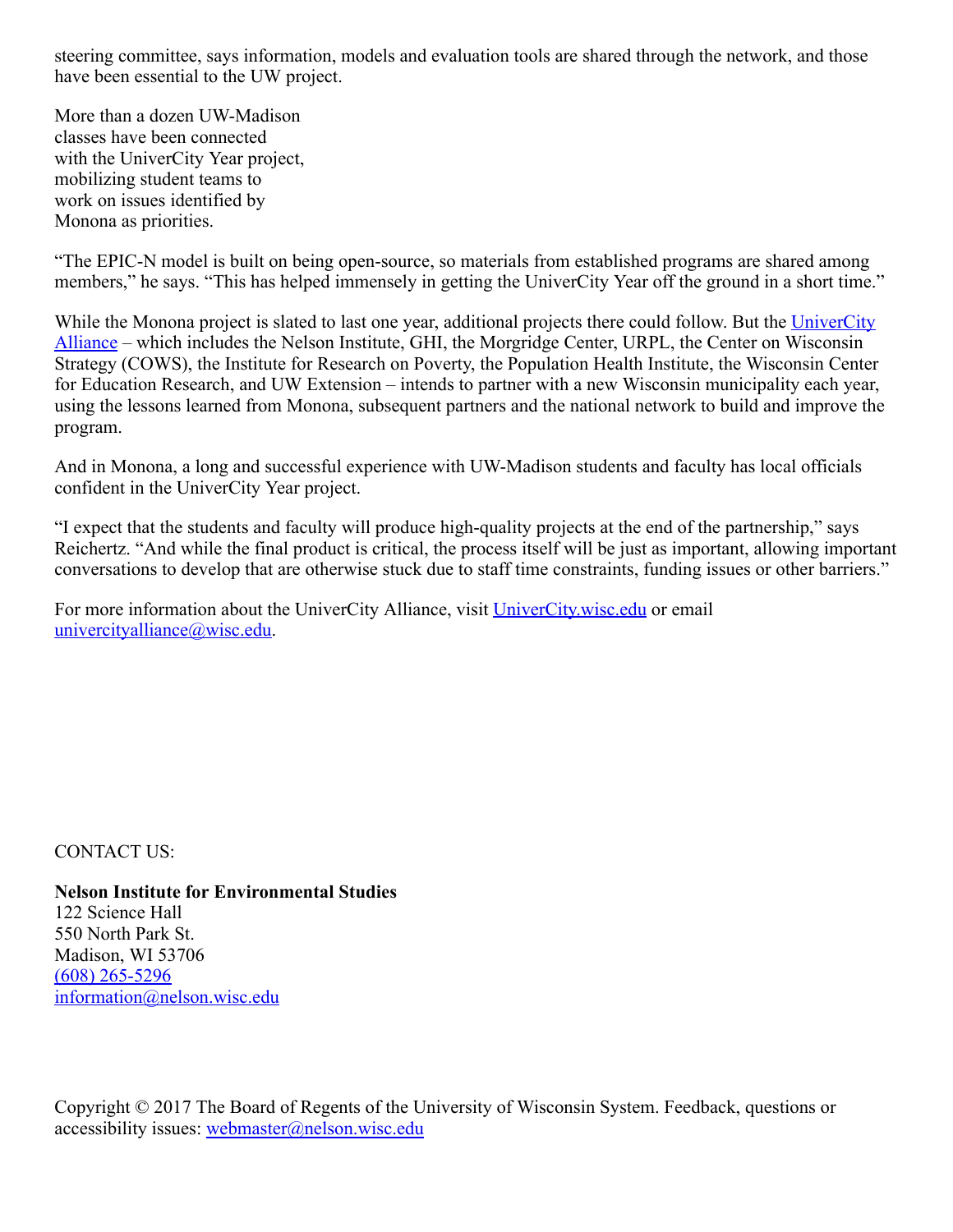steering committee, says information, models and evaluation tools are shared through the network, and those have been essential to the UW project.

More than a dozen UW-Madison classes have been connected with the UniverCity Year project, mobilizing student teams to work on issues identified by Monona as priorities.

"The EPIC-N model is built on being open-source, so materials from established programs are shared among members," he says. "This has helped immensely in getting the UniverCity Year off the ground in a short time."

While the Monona project is slated to last one year, additional projects there could follow. But the [UniverCity Alliance](#) – which includes the Nelson Institute, GHI, the Morgridge Center, URPL, the Center on Wisconsin Strategy (COWS), the Institute for Research on Poverty, the Population Health Institute, the Wisconsin Center for Education Research, and UW Extension – intends to partner with a new Wisconsin municipality each year, using the lessons learned from Monona, subsequent partners and the national network to build and improve the program.

And in Monona, a long and successful experience with UW-Madison students and faculty has local officials confident in the UniverCity Year project.

"I expect that the students and faculty will produce high-quality projects at the end of the partnership," says Reichertz. "And while the final product is critical, the process itself will be just as important, allowing important conversations to develop that are otherwise stuck due to staff time constraints, funding issues or other barriers."

For more information about the UniverCity Alliance, visit [UniverCity.wisc.edu](#) or email [univercityalliance@wisc.edu](#).

CONTACT US:

**Nelson Institute for Environmental Studies**
122 Science Hall
550 North Park St.
Madison, WI 53706
[(608) 265-5296](#)
[information@nelson.wisc.edu](#)

Copyright © 2017 The Board of Regents of the University of Wisconsin System. Feedback, questions or accessibility issues: [webmaster@nelson.wisc.edu](#)